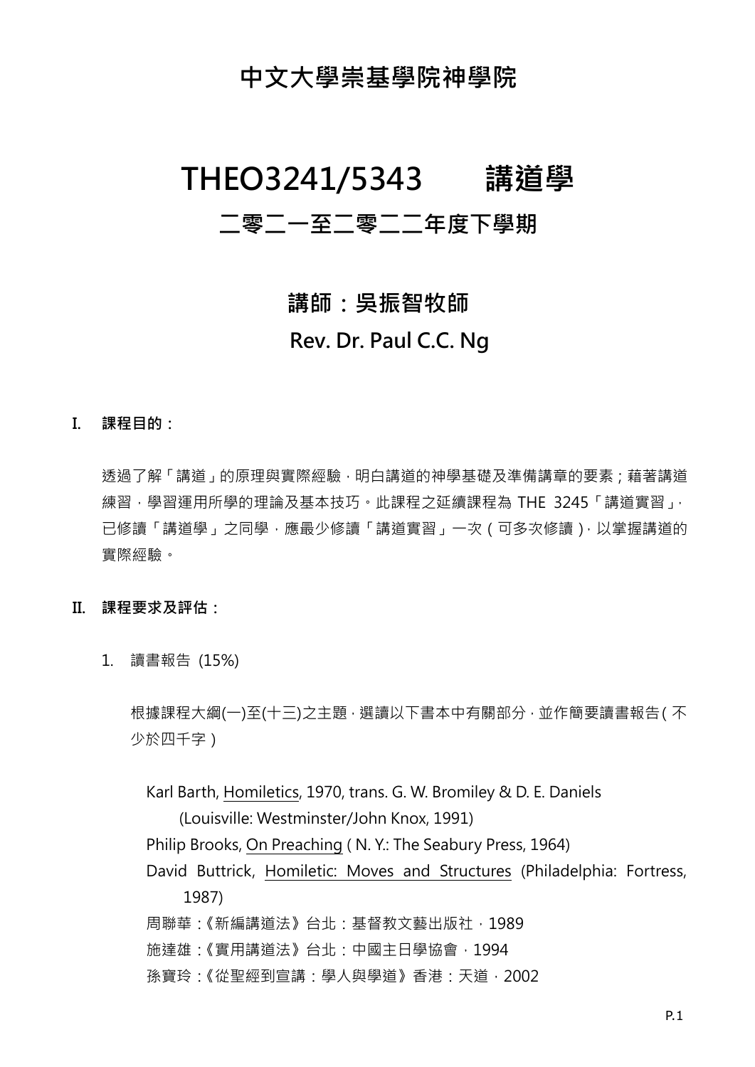# 中文大學崇基學院神學院

# THEO3241/5343　　講道學

## 二零二一至二零二二年度下學期

## 講師：吳振智牧師

## Rev. Dr. Paul C.C. Ng

### I. 課程目的：

透過了解「講道」的原理與實際經驗，明白講道的神學基礎及準備講章的要素；藉著講道練習，學習運用所學的理論及基本技巧。此課程之延續課程為 THE 3245「講道實習」，已修讀「講道學」之同學，應最少修讀「講道實習」一次（可多次修讀），以掌握講道的實際經驗。

### II. 課程要求及評估：

1. 讀書報告 (15%)

   根據課程大綱(一)至(十三)之主題，選讀以下書本中有關部分，並作簡要讀書報告（不少於四千字）

   Karl Barth, <u>Homiletics</u>, 1970, trans. G. W. Bromiley & D. E. Daniels (Louisville: Westminster/John Knox, 1991)
   Philip Brooks, <u>On Preaching</u> ( N. Y.: The Seabury Press, 1964)
   David Buttrick, <u>Homiletic: Moves and Structures</u> (Philadelphia: Fortress, 1987)
   周聯華：《新編講道法》台北：基督教文藝出版社，1989
   施達雄：《實用講道法》台北：中國主日學協會，1994
   孫寶玲：《從聖經到宣講：學人與學道》香港：天道，2002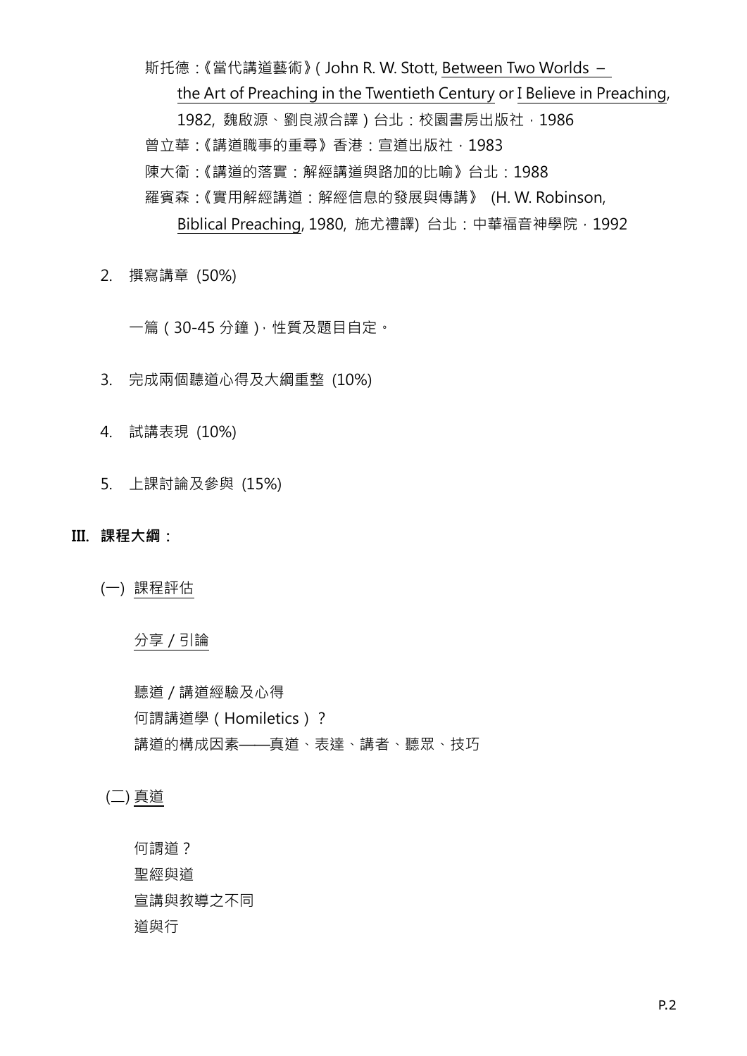斯托德：《當代講道藝術》( John R. W. Stott, Between Two Worlds – the Art of Preaching in the Twentieth Century or I Believe in Preaching, 1982, 魏啟源、劉良淑合譯 ) 台北：校園書房出版社，1986

曾立華：《講道職事的重尋》香港：宣道出版社，1983

陳大衛：《講道的落實：解經講道與路加的比喻》台北：1988

羅賓森：《實用解經講道：解經信息的發展與傳講》 (H. W. Robinson, Biblical Preaching, 1980, 施尤禮譯) 台北：中華福音神學院，1992

2. 撰寫講章 (50%)

   一篇 ( 30-45 分鐘 )，性質及題目自定。

3. 完成兩個聽道心得及大綱重整 (10%)

4. 試講表現 (10%)

5. 上課討論及參與 (15%)

## III. 課程大綱：

(一) 課程評估

分享 / 引論

聽道 / 講道經驗及心得
何謂講道學 ( Homiletics ) ?
講道的構成因素——真道、表達、講者、聽眾、技巧

(二) 真道

何謂道？
聖經與道
宣講與教導之不同
道與行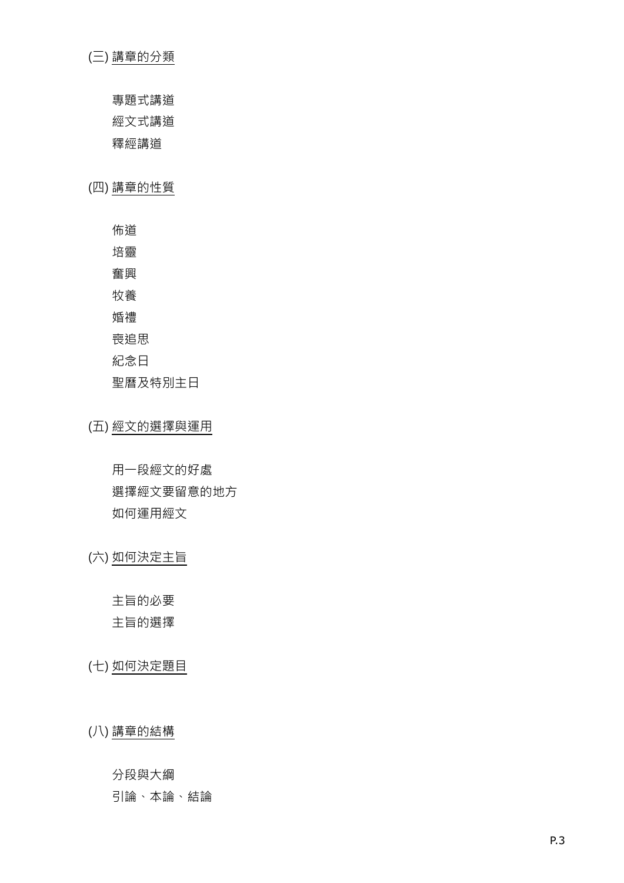## (三) 講章的分類

專題式講道

經文式講道

釋經講道

## (四) 講章的性質

佈道

培靈

奮興

牧養

婚禮

喪追思

紀念日

聖曆及特別主日

## (五) 經文的選擇與運用

用一段經文的好處

選擇經文要留意的地方

如何運用經文

## (六) 如何決定主旨

主旨的必要

主旨的選擇

## (七) 如何決定題目

## (八) 講章的結構

分段與大綱

引論、本論、結論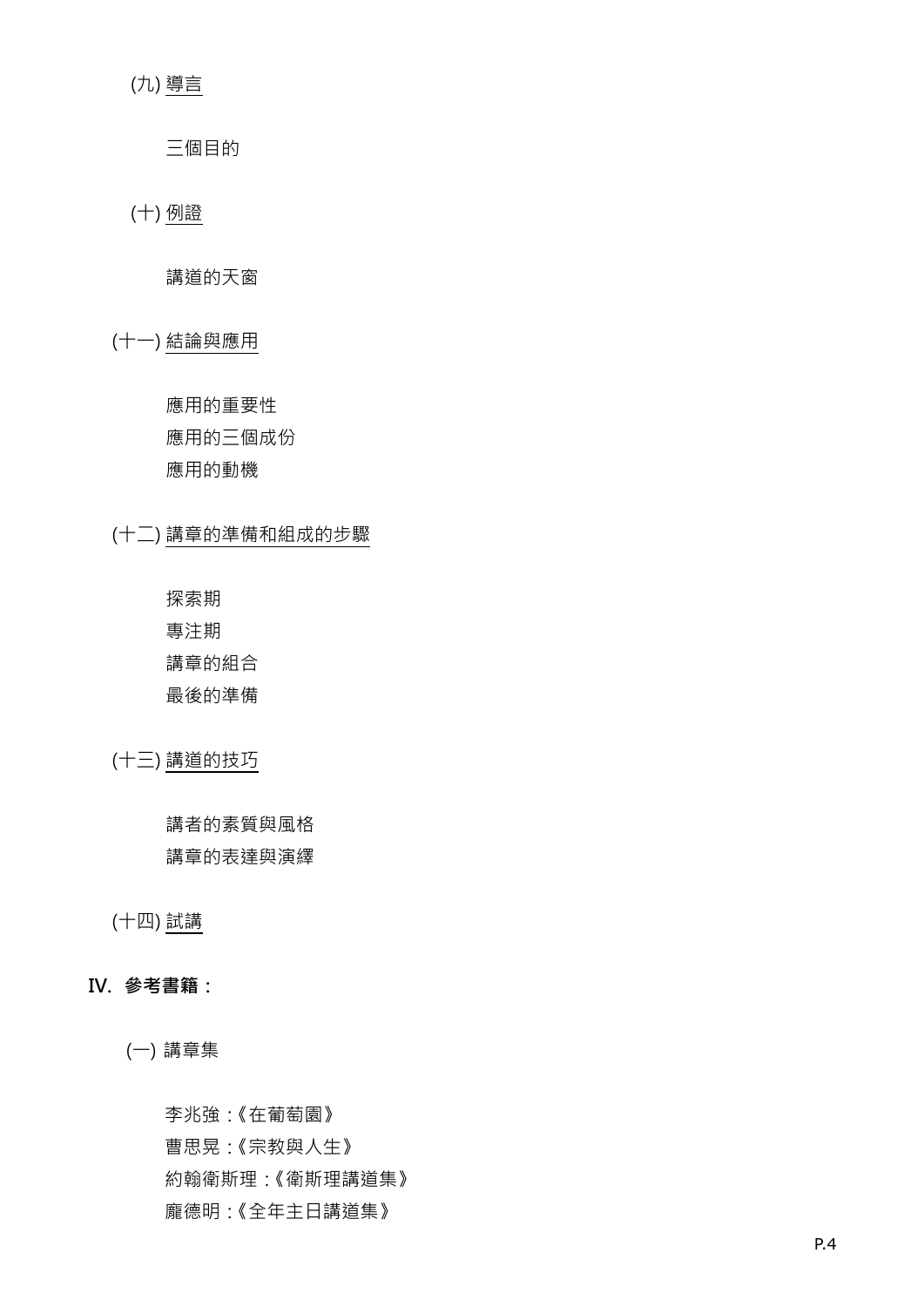(九) 導言

三個目的

(十) 例證

講道的天窗

(十一) 結論與應用

應用的重要性
應用的三個成份
應用的動機

(十二) 講章的準備和組成的步驟

探索期
專注期
講章的組合
最後的準備

(十三) 講道的技巧

講者的素質與風格
講章的表達與演繹

(十四) 試講

**IV. 參考書籍：**

(一) 講章集

李兆強 :《在葡萄園》
曹思晃 :《宗教與人生》
約翰衛斯理 :《衛斯理講道集》
龐德明 :《全年主日講道集》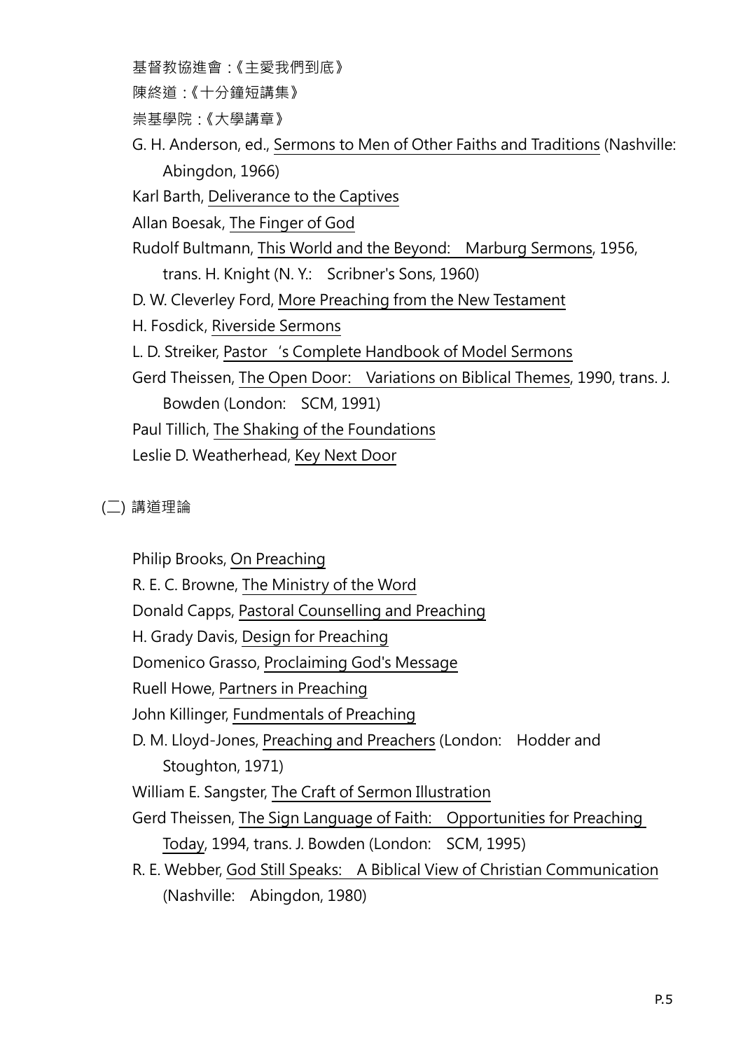基督教協進會：《主愛我們到底》

陳終道：《十分鐘短講集》

崇基學院：《大學講章》

G. H. Anderson, ed., Sermons to Men of Other Faiths and Traditions (Nashville: Abingdon, 1966)

Karl Barth, Deliverance to the Captives

Allan Boesak, The Finger of God

Rudolf Bultmann, This World and the Beyond: Marburg Sermons, 1956, trans. H. Knight (N. Y.: Scribner's Sons, 1960)

D. W. Cleverley Ford, More Preaching from the New Testament

H. Fosdick, Riverside Sermons

L. D. Streiker, Pastor 's Complete Handbook of Model Sermons

Gerd Theissen, The Open Door: Variations on Biblical Themes, 1990, trans. J. Bowden (London: SCM, 1991)

Paul Tillich, The Shaking of the Foundations

Leslie D. Weatherhead, Key Next Door

(二) 講道理論

Philip Brooks, On Preaching

R. E. C. Browne, The Ministry of the Word

Donald Capps, Pastoral Counselling and Preaching

H. Grady Davis, Design for Preaching

Domenico Grasso, Proclaiming God's Message

Ruell Howe, Partners in Preaching

John Killinger, Fundmentals of Preaching

D. M. Lloyd-Jones, Preaching and Preachers (London: Hodder and Stoughton, 1971)

William E. Sangster, The Craft of Sermon Illustration

Gerd Theissen, The Sign Language of Faith: Opportunities for Preaching Today, 1994, trans. J. Bowden (London: SCM, 1995)

R. E. Webber, God Still Speaks: A Biblical View of Christian Communication (Nashville: Abingdon, 1980)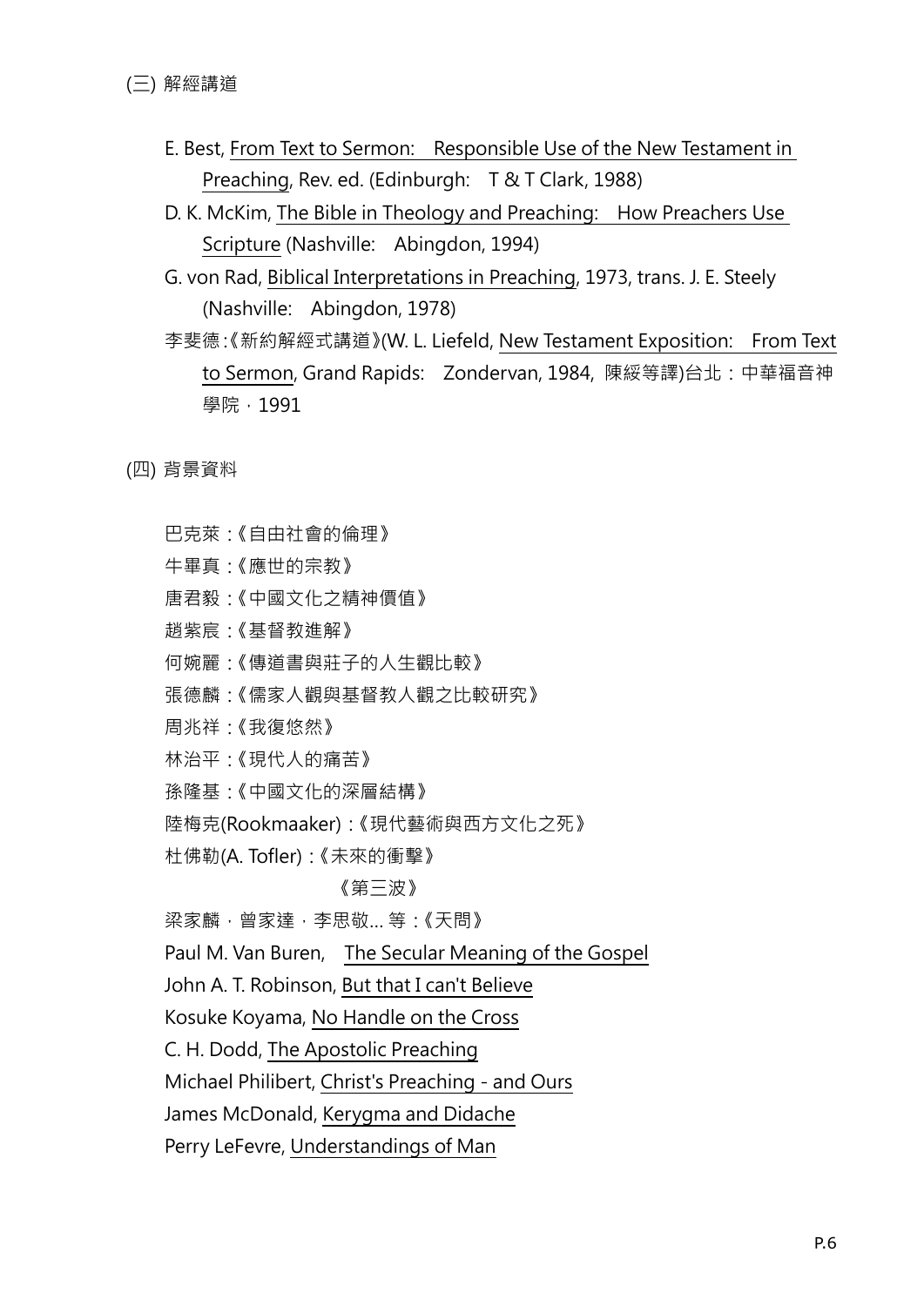(三) 解經講道

E. Best, From Text to Sermon:　Responsible Use of the New Testament in Preaching, Rev. ed. (Edinburgh:　T & T Clark, 1988)

D. K. McKim, The Bible in Theology and Preaching:　How Preachers Use Scripture (Nashville:　Abingdon, 1994)

G. von Rad, Biblical Interpretations in Preaching, 1973, trans. J. E. Steely (Nashville:　Abingdon, 1978)

李斐德:《新約解經式講道》(W. L. Liefeld, New Testament Exposition:　From Text to Sermon, Grand Rapids:　Zondervan, 1984, 陳綏等譯)台北：中華福音神學院，1991

(四) 背景資料

巴克萊 :《自由社會的倫理》

牛畢真 :《應世的宗教》

唐君毅 :《中國文化之精神價值》

趙紫宸 :《基督教進解》

何婉麗 :《傳道書與莊子的人生觀比較》

張德麟 :《儒家人觀與基督教人觀之比較研究》

周兆祥 :《我復悠然》

林治平 :《現代人的痛苦》

孫隆基 :《中國文化的深層結構》

陸梅克(Rookmaaker) :《現代藝術與西方文化之死》

杜佛勒(A. Tofler) :《未來的衝擊》
《第三波》

梁家麟，曾家達，李思敬... 等 :《天問》

Paul M. Van Buren,　The Secular Meaning of the Gospel

John A. T. Robinson, But that I can't Believe

Kosuke Koyama, No Handle on the Cross

C. H. Dodd, The Apostolic Preaching

Michael Philibert, Christ's Preaching - and Ours

James McDonald, Kerygma and Didache

Perry LeFevre, Understandings of Man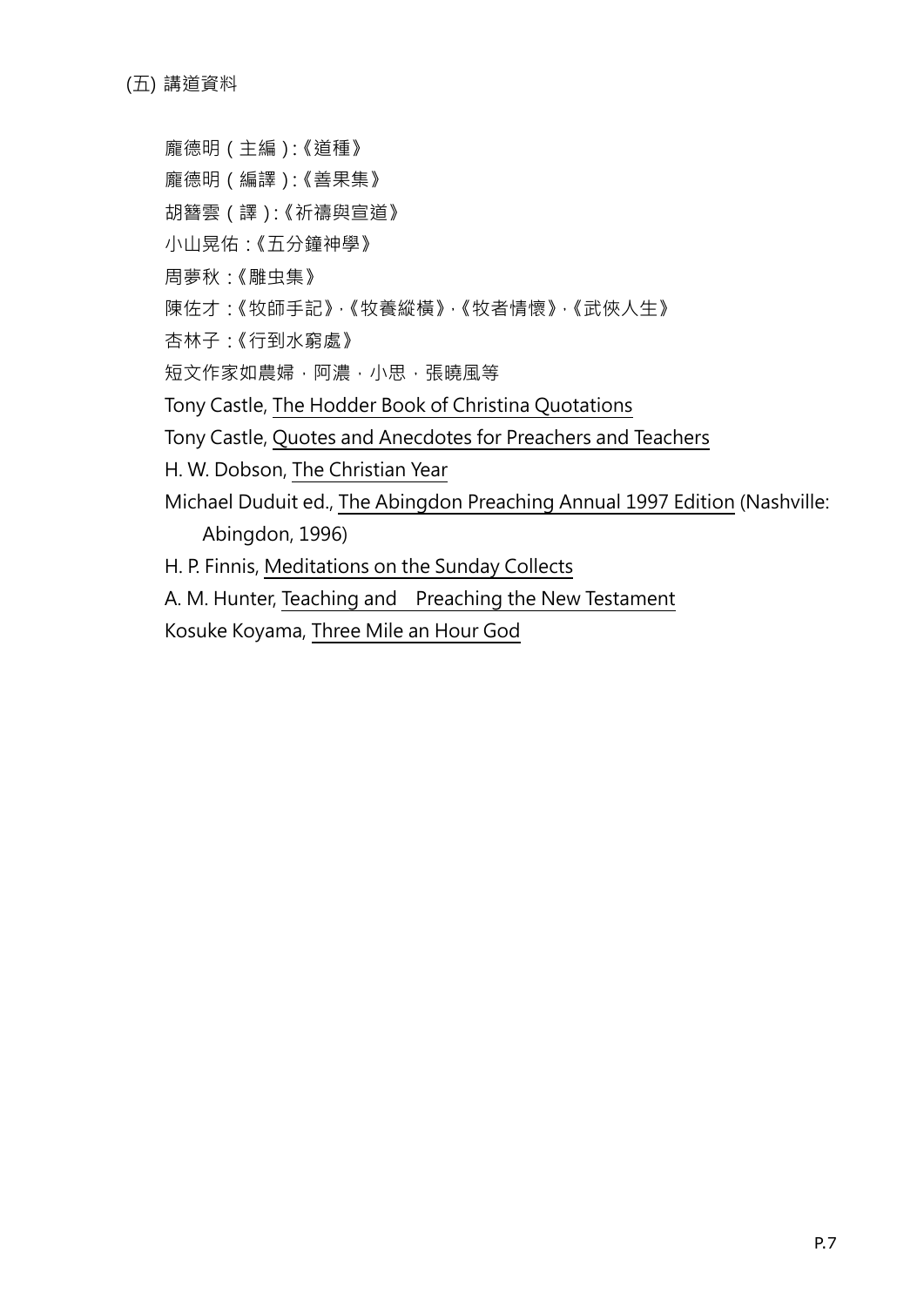(五) 講道資料

龐德明（主編）:《道種》

龐德明（編譯）:《善果集》

胡簪雲（譯）:《祈禱與宣道》

小山晃佑 :《五分鐘神學》

周夢秋 :《雕虫集》

陳佐才 :《牧師手記》,《牧養縱橫》,《牧者情懷》,《武俠人生》

杏林子 :《行到水窮處》

短文作家如農婦，阿濃，小思，張曉風等

Tony Castle, The Hodder Book of Christina Quotations

Tony Castle, Quotes and Anecdotes for Preachers and Teachers

H. W. Dobson, The Christian Year

Michael Duduit ed., The Abingdon Preaching Annual 1997 Edition (Nashville: Abingdon, 1996)

H. P. Finnis, Meditations on the Sunday Collects

A. M. Hunter, Teaching and Preaching the New Testament

Kosuke Koyama, Three Mile an Hour God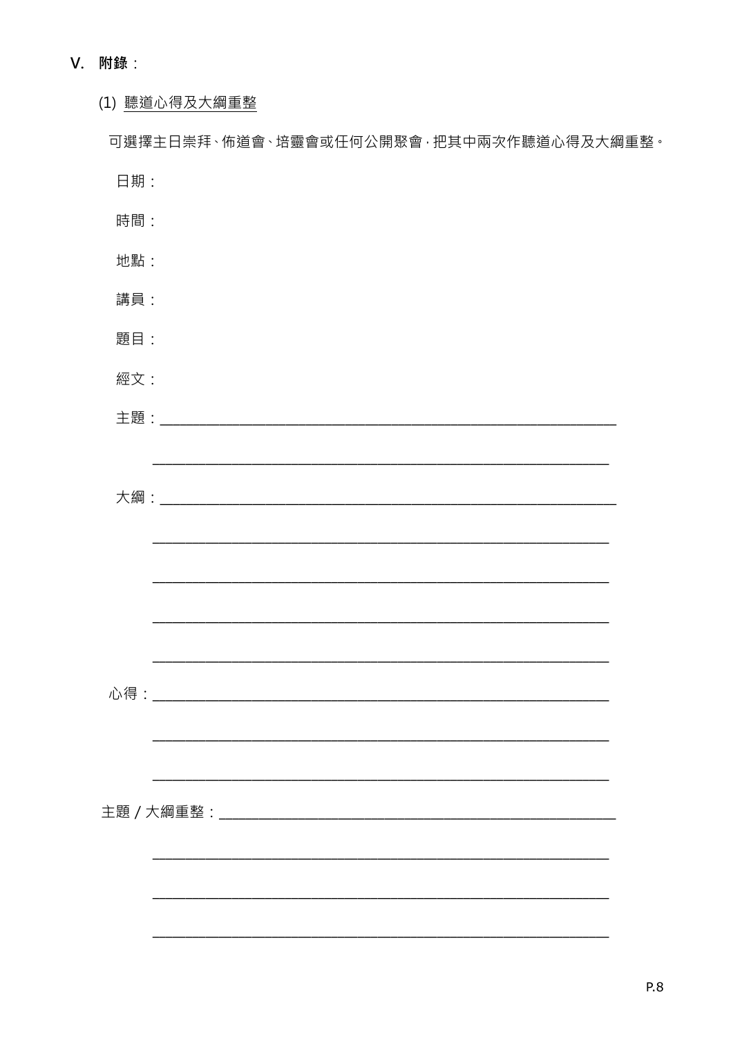## V. 附錄：

### (1) <u>聽道心得及大綱重整</u>

可選擇主日崇拜、佈道會、培靈會或任何公開聚會，把其中兩次作聽道心得及大綱重整。

日期：

時間：

地點：

講員：

題目：

經文：

主題：____________________________________________________________

____________________________________________________________

大綱：____________________________________________________________

____________________________________________________________

____________________________________________________________

____________________________________________________________

____________________________________________________________

心得：____________________________________________________________

____________________________________________________________

____________________________________________________________

主題 / 大綱重整：_______________________________________________

____________________________________________________________

____________________________________________________________

____________________________________________________________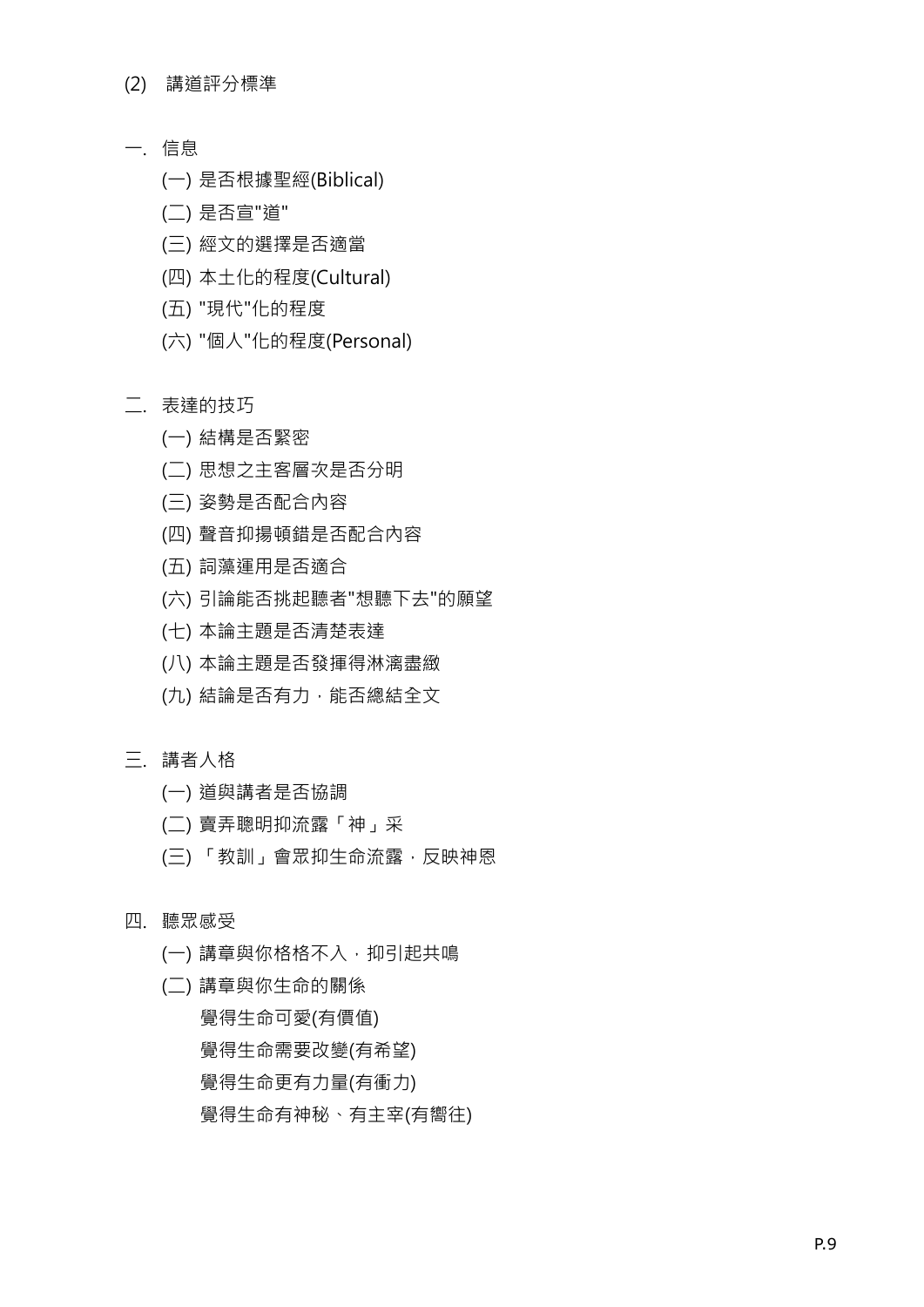(2) 講道評分標準

一. 信息

(一) 是否根據聖經(Biblical)

(二) 是否宣"道"

(三) 經文的選擇是否適當

(四) 本土化的程度(Cultural)

(五) "現代"化的程度

(六) "個人"化的程度(Personal)

二. 表達的技巧

(一) 結構是否緊密

(二) 思想之主客層次是否分明

(三) 姿勢是否配合內容

(四) 聲音抑揚頓錯是否配合內容

(五) 詞藻運用是否適合

(六) 引論能否挑起聽者"想聽下去"的願望

(七) 本論主題是否清楚表達

(八) 本論主題是否發揮得淋漓盡緻

(九) 結論是否有力，能否總結全文

三. 講者人格

(一) 道與講者是否協調

(二) 賣弄聰明抑流露「神」采

(三) 「教訓」會眾抑生命流露，反映神恩

四. 聽眾感受

(一) 講章與你格格不入，抑引起共鳴

(二) 講章與你生命的關係

覺得生命可愛(有價值)

覺得生命需要改變(有希望)

覺得生命更有力量(有衝力)

覺得生命有神秘、有主宰(有嚮往)